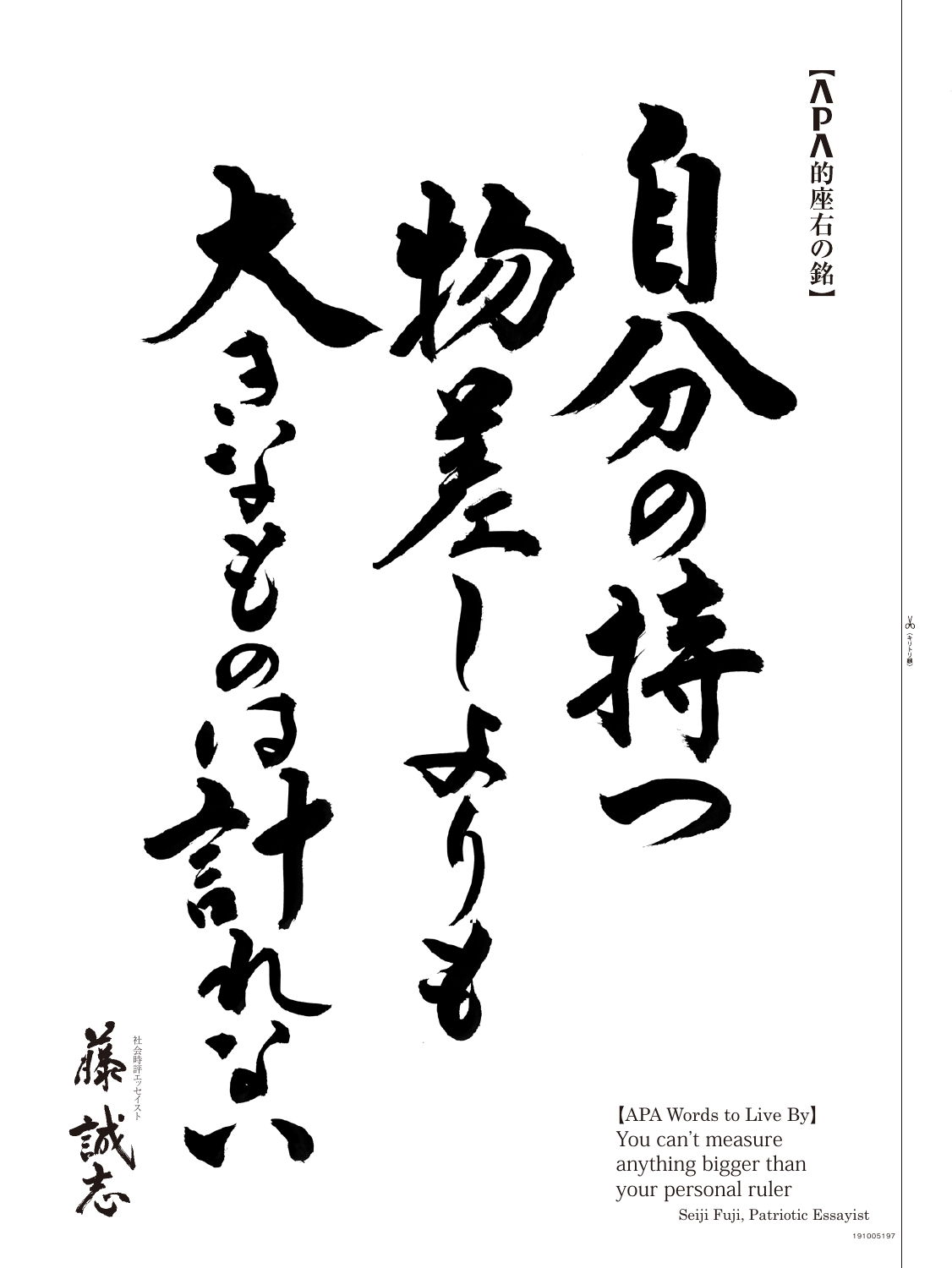【APA的座右の銘】

自分の持つ物差しよりも大きなものは計れない

社会時評エッセイスト

藤誠志

【APA Words to Live By】
You can't measure anything bigger than your personal ruler

Seiji Fuji, Patriotic Essayist

191005197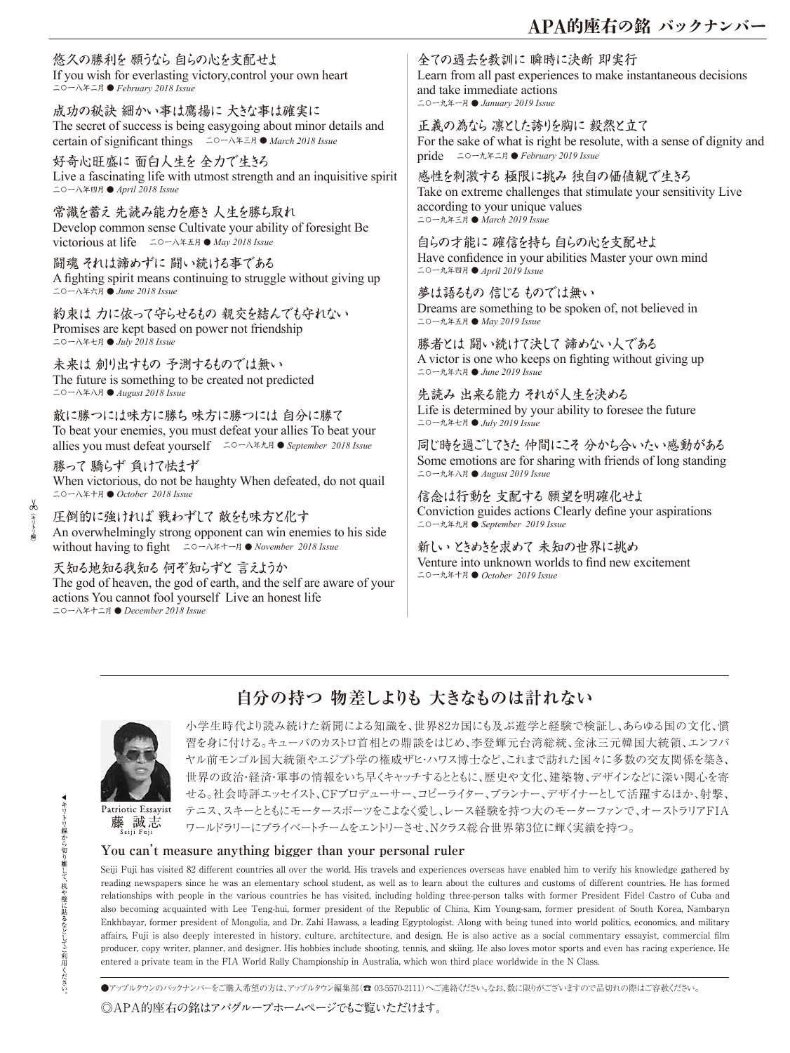## APA的座右の銘 バックナンバー

悠久の勝利を 願うなら 自らの心を支配せよ
If you wish for everlasting victory,control your own heart
二〇一八年二月 ● *February 2018 Issue*

成功の秘訣 細かい事は鷹揚に 大きな事は確実に
The secret of success is being easygoing about minor details and certain of significant things 二〇一八年三月 ● *March 2018 Issue*

好奇心旺盛に 面白人生を 全力で生きろ
Live a fascinating life with utmost strength and an inquisitive spirit
二〇一八年四月 ● *April 2018 Issue*

常識を蓄え 先読み能力を磨き 人生を勝ち取れ
Develop common sense Cultivate your ability of foresight Be victorious at life 二〇一八年五月 ● *May 2018 Issue*

闘魂 それは諦めずに 闘い続ける事である
A fighting spirit means continuing to struggle without giving up
二〇一八年六月 ● *June 2018 Issue*

約束は 力に依って守らせるもの 親交を結んでも守れない
Promises are kept based on power not friendship
二〇一八年七月 ● *July 2018 Issue*

未来は 創り出すもの 予測するものでは無い
The future is something to be created not predicted
二〇一八年八月 ● *August 2018 Issue*

敵に勝つには味方に勝ち 味方に勝つには 自分に勝て
To beat your enemies, you must defeat your allies To beat your allies you must defeat yourself 二〇一八年九月 ● *September 2018 Issue*

勝って 驕らず 負けて怯まず
When victorious, do not be haughty When defeated, do not quail
二〇一八年十月 ● *October 2018 Issue*

圧倒的に強ければ 戦わずして 敵をも味方と化す
An overwhelmingly strong opponent can win enemies to his side without having to fight 二〇一八年十一月 ● *November 2018 Issue*

天知る地知る我知る 何ぞ知らずと 言えようか
The god of heaven, the god of earth, and the self are aware of your actions You cannot fool yourself Live an honest life
二〇一八年十二月 ● *December 2018 Issue*

全ての過去を教訓に 瞬時に決断 即実行
Learn from all past experiences to make instantaneous decisions and take immediate actions
二〇一九年一月 ● *January 2019 Issue*

正義の為なら 凛とした誇りを胸に 毅然と立て
For the sake of what is right be resolute, with a sense of dignity and pride 二〇一九年二月 ● *February 2019 Issue*

感性を刺激する 極限に挑み 独自の価値観で生きろ
Take on extreme challenges that stimulate your sensitivity Live according to your unique values
二〇一九年三月 ● *March 2019 Issue*

自らの才能に 確信を持ち 自らの心を支配せよ
Have confidence in your abilities Master your own mind
二〇一九年四月 ● *April 2019 Issue*

夢は語るもの 信じる ものでは無い
Dreams are something to be spoken of, not believed in
二〇一九年五月 ● *May 2019 Issue*

勝者とは 闘い続けて決して 諦めない人である
A victor is one who keeps on fighting without giving up
二〇一九年六月 ● *June 2019 Issue*

先読み 出来る能力 それが人生を決める
Life is determined by your ability to foresee the future
二〇一九年七月 ● *July 2019 Issue*

同じ時を過ごしてきた 仲間にこそ 分かち合いたい感動がある
Some emotions are for sharing with friends of long standing
二〇一九年八月 ● *August 2019 Issue*

信念は行動を 支配する 願望を明確化せよ
Conviction guides actions Clearly define your aspirations
二〇一九年九月 ● *September 2019 Issue*

新しい ときめきを求めて 未知の世界に挑め
Venture into unknown worlds to find new excitement
二〇一九年十月 ● *October 2019 Issue*

(キリトリ線)

## 自分の持つ 物差しよりも 大きなものは計れない

Patriotic Essayist
藤 誠志
Seiji Fuji

小学生時代より読み続けた新聞による知識を、世界82カ国にも及ぶ遊学と経験で検証し、あらゆる国の文化、慣習を身に付ける。キューバのカストロ首相との鼎談をはじめ、李登輝元台湾総統、金泳三元韓国大統領、エンフバヤル前モンゴル国大統領やエジプト学の権威ザヒ・ハワス博士など、これまで訪れた国々に多数の交友関係を築き、世界の政治・経済・軍事の情報をいち早くキャッチするとともに、歴史や文化、建築物、デザインなどに深い関心を寄せる。社会時評エッセイスト、CFプロデューサー、コピーライター、プランナー、デザイナーとして活躍するほか、射撃、テニス、スキーとともにモータースポーツをこよなく愛し、レース経験を持つ大のモーターファンで、オーストラリアFIAワールドラリーにプライベートチームをエントリーさせ、Nクラス総合世界第3位に輝く実績を持つ。

### You can't measure anything bigger than your personal ruler

Seiji Fuji has visited 82 different countries all over the world. His travels and experiences overseas have enabled him to verify his knowledge gathered by reading newspapers since he was an elementary school student, as well as to learn about the cultures and customs of different countries. He has formed relationships with people in the various countries he has visited, including holding three-person talks with former President Fidel Castro of Cuba and also becoming acquainted with Lee Teng-hui, former president of the Republic of China, Kim Young-sam, former president of South Korea, Nambaryn Enkhbayar, former president of Mongolia, and Dr. Zahi Hawass, a leading Egyptologist. Along with being tuned into world politics, economics, and military affairs, Fuji is also deeply interested in history, culture, architecture, and design. He is also active as a social commentary essayist, commercial film producer, copy writer, planner, and designer. His hobbies include shooting, tennis, and skiing. He also loves motor sports and even has racing experience. He entered a private team in the FIA World Rally Championship in Australia, which won third place worldwide in the N Class.

◀キリトリ線から切り離して、机や壁に貼るなどしてご利用ください。

●アップルタウンのバックナンバーをご購入希望の方は、アップルタウン編集部(☎ 03-5570-2111)へご連絡ください。なお、数に限りがございますので品切れの際はご容赦ください。

◎APA的座右の銘はアパグループホームページでもご覧いただけます。